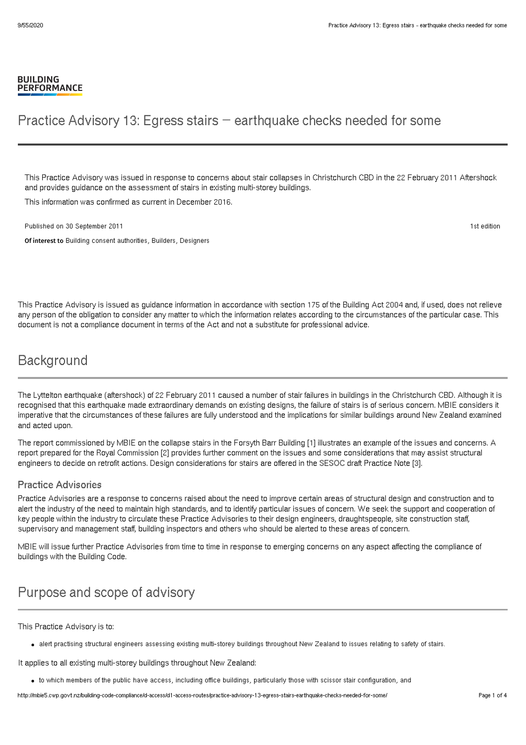BUILDING
PERFORMANCE

# Practice Advisory 13: Egress stairs – earthquake checks needed for some

This Practice Advisory was issued in response to concerns about stair collapses in Christchurch CBD in the 22 February 2011 Aftershock and provides guidance on the assessment of stairs in existing multi-storey buildings.

This information was confirmed as current in December 2016.

Published on 30 September 2011

1st edition

**Of interest to** Building consent authorities, Builders, Designers

This Practice Advisory is issued as guidance information in accordance with section 175 of the Building Act 2004 and, if used, does not relieve any person of the obligation to consider any matter to which the information relates according to the circumstances of the particular case. This document is not a compliance document in terms of the Act and not a substitute for professional advice.

## Background

The Lyttelton earthquake (aftershock) of 22 February 2011 caused a number of stair failures in buildings in the Christchurch CBD. Although it is recognised that this earthquake made extraordinary demands on existing designs, the failure of stairs is of serious concern. MBIE considers it imperative that the circumstances of these failures are fully understood and the implications for similar buildings around New Zealand examined and acted upon.

The report commissioned by MBIE on the collapse stairs in the Forsyth Barr Building [1] illustrates an example of the issues and concerns. A report prepared for the Royal Commission [2] provides further comment on the issues and some considerations that may assist structural engineers to decide on retrofit actions. Design considerations for stairs are offered in the SESOC draft Practice Note [3].

### Practice Advisories

Practice Advisories are a response to concerns raised about the need to improve certain areas of structural design and construction and to alert the industry of the need to maintain high standards, and to identify particular issues of concern. We seek the support and cooperation of key people within the industry to circulate these Practice Advisories to their design engineers, draughtspeople, site construction staff, supervisory and management staff, building inspectors and others who should be alerted to these areas of concern.

MBIE will issue further Practice Advisories from time to time in response to emerging concerns on any aspect affecting the compliance of buildings with the Building Code.

## Purpose and scope of advisory

This Practice Advisory is to:

- alert practising structural engineers assessing existing multi-storey buildings throughout New Zealand to issues relating to safety of stairs.

It applies to all existing multi-storey buildings throughout New Zealand:

- to which members of the public have access, including office buildings, particularly those with scissor stair configuration, and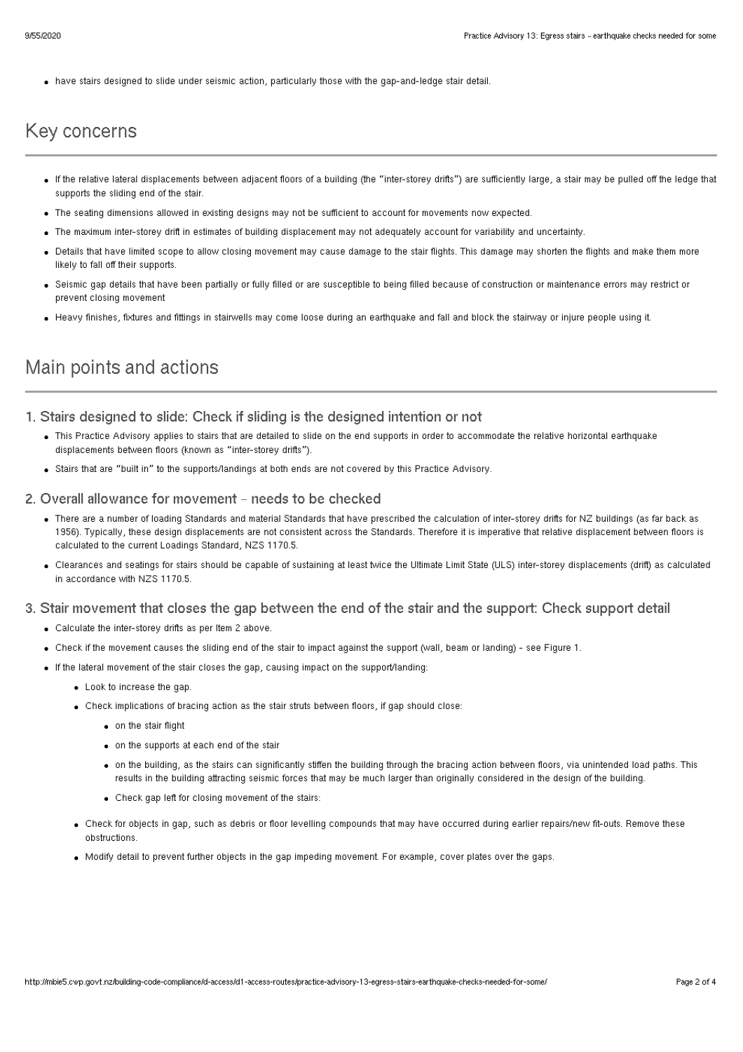- have stairs designed to slide under seismic action, particularly those with the gap-and-ledge stair detail.

## Key concerns

- If the relative lateral displacements between adjacent floors of a building (the "inter-storey drifts") are sufficiently large, a stair may be pulled off the ledge that supports the sliding end of the stair.
- The seating dimensions allowed in existing designs may not be sufficient to account for movements now expected.
- The maximum inter-storey drift in estimates of building displacement may not adequately account for variability and uncertainty.
- Details that have limited scope to allow closing movement may cause damage to the stair flights. This damage may shorten the flights and make them more likely to fall off their supports.
- Seismic gap details that have been partially or fully filled or are susceptible to being filled because of construction or maintenance errors may restrict or prevent closing movement
- Heavy finishes, fixtures and fittings in stairwells may come loose during an earthquake and fall and block the stairway or injure people using it.

## Main points and actions

### 1. Stairs designed to slide: Check if sliding is the designed intention or not

- This Practice Advisory applies to stairs that are detailed to slide on the end supports in order to accommodate the relative horizontal earthquake displacements between floors (known as "inter-storey drifts").
- Stairs that are "built in" to the supports/landings at both ends are not covered by this Practice Advisory.

### 2. Overall allowance for movement – needs to be checked

- There are a number of loading Standards and material Standards that have prescribed the calculation of inter-storey drifts for NZ buildings (as far back as 1956). Typically, these design displacements are not consistent across the Standards. Therefore it is imperative that relative displacement between floors is calculated to the current Loadings Standard, NZS 1170.5.
- Clearances and seatings for stairs should be capable of sustaining at least twice the Ultimate Limit State (ULS) inter-storey displacements (drift) as calculated in accordance with NZS 1170.5.

### 3. Stair movement that closes the gap between the end of the stair and the support: Check support detail

- Calculate the inter-storey drifts as per Item 2 above.
- Check if the movement causes the sliding end of the stair to impact against the support (wall, beam or landing) – see Figure 1.
- If the lateral movement of the stair closes the gap, causing impact on the support/landing:
  - Look to increase the gap.
  - Check implications of bracing action as the stair struts between floors, if gap should close:
    - on the stair flight
    - on the supports at each end of the stair
    - on the building, as the stairs can significantly stiffen the building through the bracing action between floors, via unintended load paths. This results in the building attracting seismic forces that may be much larger than originally considered in the design of the building.
    - Check gap left for closing movement of the stairs:
  - Check for objects in gap, such as debris or floor levelling compounds that may have occurred during earlier repairs/new fit-outs. Remove these obstructions.
  - Modify detail to prevent further objects in the gap impeding movement. For example, cover plates over the gaps.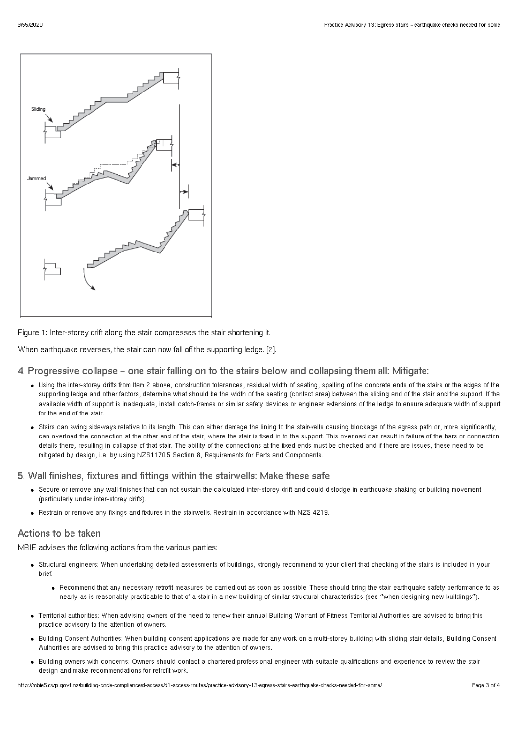Figure 1: Inter-storey drift along the stair compresses the stair shortening it.

When earthquake reverses, the stair can now fall off the supporting ledge. [2].

## 4. Progressive collapse – one stair falling on to the stairs below and collapsing them all: Mitigate:

- Using the inter-storey drifts from Item 2 above, construction tolerances, residual width of seating, spalling of the concrete ends of the stairs or the edges of the supporting ledge and other factors, determine what should be the width of the seating (contact area) between the sliding end of the stair and the support. If the available width of support is inadequate, install catch-frames or similar safety devices or engineer extensions of the ledge to ensure adequate width of support for the end of the stair.
- Stairs can swing sideways relative to its length. This can either damage the lining to the stairwells causing blockage of the egress path or, more significantly, can overload the connection at the other end of the stair, where the stair is fixed in to the support. This overload can result in failure of the bars or connection details there, resulting in collapse of that stair. The ability of the connections at the fixed ends must be checked and if there are issues, these need to be mitigated by design, i.e. by using NZS1170.5 Section 8, Requirements for Parts and Components.

## 5. Wall finishes, fixtures and fittings within the stairwells: Make these safe

- Secure or remove any wall finishes that can not sustain the calculated inter-storey drift and could dislodge in earthquake shaking or building movement (particularly under inter-storey drifts).
- Restrain or remove any fixings and fixtures in the stairwells. Restrain in accordance with NZS 4219.

## Actions to be taken

MBIE advises the following actions from the various parties:

- Structural engineers: When undertaking detailed assessments of buildings, strongly recommend to your client that checking of the stairs is included in your brief.
  - Recommend that any necessary retrofit measures be carried out as soon as possible. These should bring the stair earthquake safety performance to as nearly as is reasonably practicable to that of a stair in a new building of similar structural characteristics (see "when designing new buildings").
- Territorial authorities: When advising owners of the need to renew their annual Building Warrant of Fitness Territorial Authorities are advised to bring this practice advisory to the attention of owners.
- Building Consent Authorities: When building consent applications are made for any work on a multi-storey building with sliding stair details, Building Consent Authorities are advised to bring this practice advisory to the attention of owners.
- Building owners with concerns: Owners should contact a chartered professional engineer with suitable qualifications and experience to review the stair design and make recommendations for retrofit work.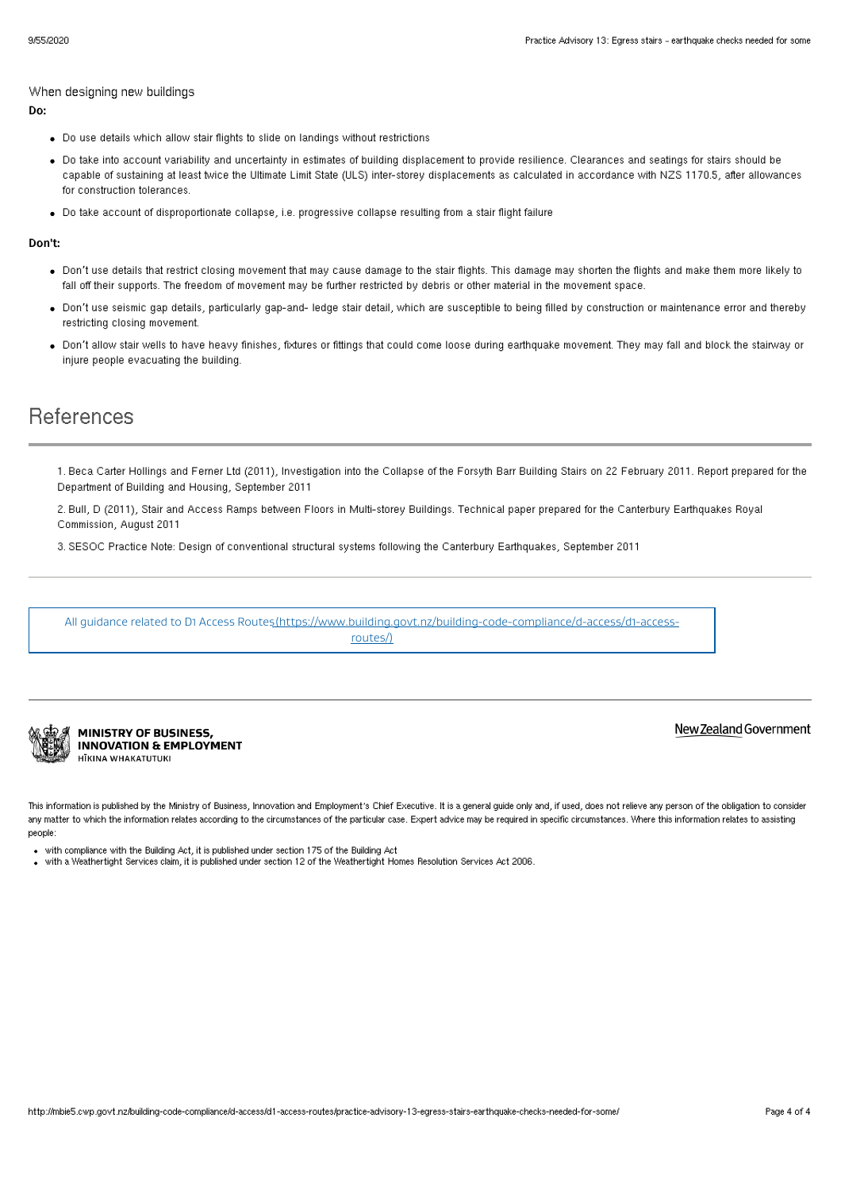When designing new buildings

**Do:**

- Do use details which allow stair flights to slide on landings without restrictions
- Do take into account variability and uncertainty in estimates of building displacement to provide resilience. Clearances and seatings for stairs should be capable of sustaining at least twice the Ultimate Limit State (ULS) inter-storey displacements as calculated in accordance with NZS 1170.5, after allowances for construction tolerances.
- Do take account of disproportionate collapse, i.e. progressive collapse resulting from a stair flight failure

**Don't:**

- Don't use details that restrict closing movement that may cause damage to the stair flights. This damage may shorten the flights and make them more likely to fall off their supports. The freedom of movement may be further restricted by debris or other material in the movement space.
- Don't use seismic gap details, particularly gap-and- ledge stair detail, which are susceptible to being filled by construction or maintenance error and thereby restricting closing movement.
- Don't allow stair wells to have heavy finishes, fixtures or fittings that could come loose during earthquake movement. They may fall and block the stairway or injure people evacuating the building.

# References

1. Beca Carter Hollings and Ferner Ltd (2011), Investigation into the Collapse of the Forsyth Barr Building Stairs on 22 February 2011. Report prepared for the Department of Building and Housing, September 2011
2. Bull, D (2011), Stair and Access Ramps between Floors in Multi-storey Buildings. Technical paper prepared for the Canterbury Earthquakes Royal Commission, August 2011
3. SESOC Practice Note: Design of conventional structural systems following the Canterbury Earthquakes, September 2011

All guidance related to D1 Access Routes(https://www.building.govt.nz/building-code-compliance/d-access/d1-access-routes/)

MINISTRY OF BUSINESS, INNOVATION & EMPLOYMENT
HĪKINA WHAKATUTUKI

New Zealand Government

This information is published by the Ministry of Business, Innovation and Employment's Chief Executive. It is a general guide only and, if used, does not relieve any person of the obligation to consider any matter to which the information relates according to the circumstances of the particular case. Expert advice may be required in specific circumstances. Where this information relates to assisting people:

- with compliance with the Building Act, it is published under section 175 of the Building Act
- with a Weathertight Services claim, it is published under section 12 of the Weathertight Homes Resolution Services Act 2006.